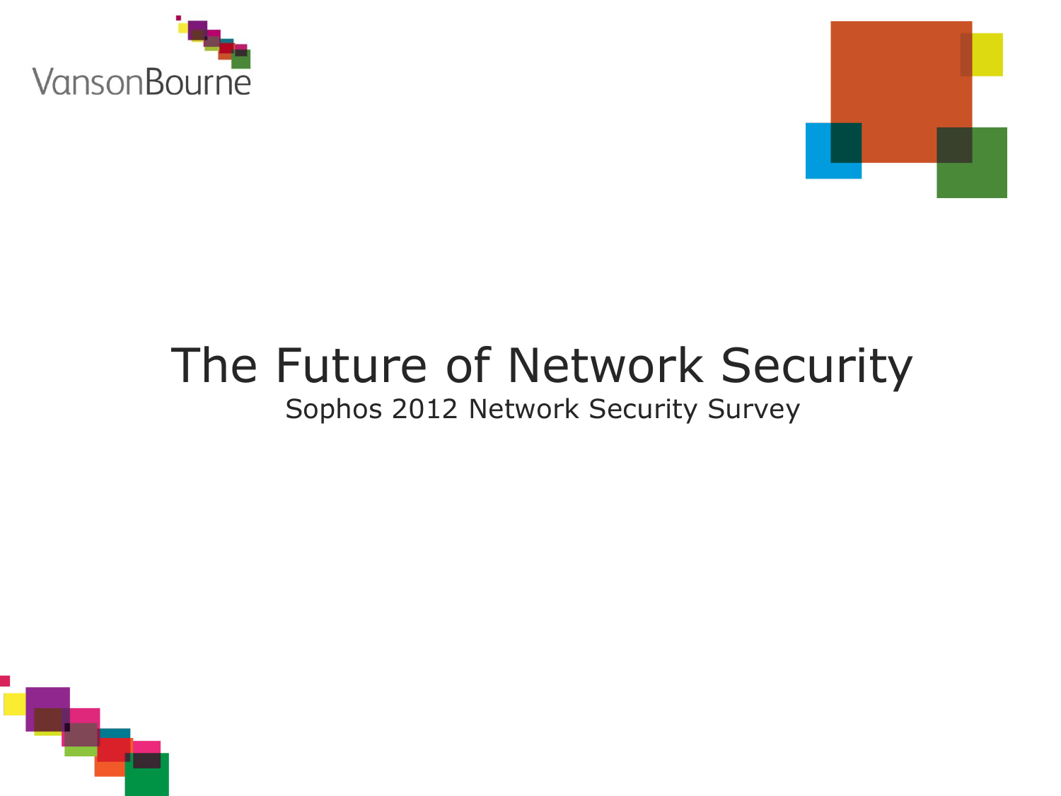VansonBourne

# The Future of Network Security

Sophos 2012 Network Security Survey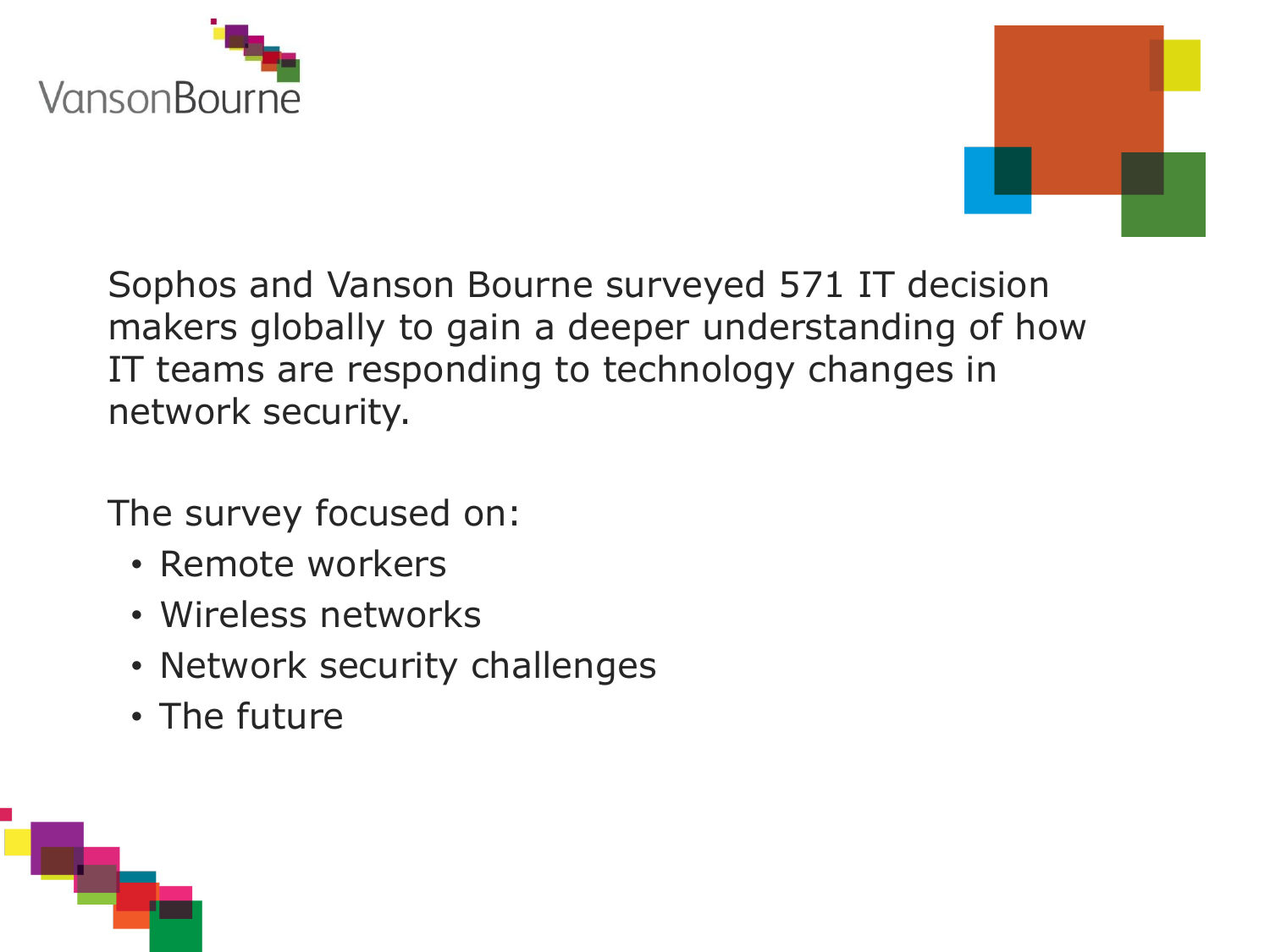Sophos and Vanson Bourne surveyed 571 IT decision makers globally to gain a deeper understanding of how IT teams are responding to technology changes in network security.

The survey focused on:

- Remote workers
- Wireless networks
- Network security challenges
- The future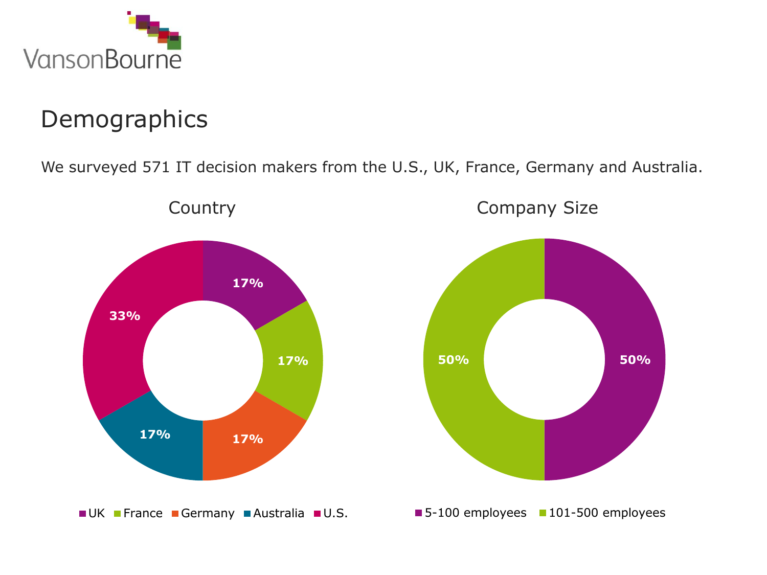# Demographics

We surveyed 571 IT decision makers from the U.S., UK, France, Germany and Australia.

Country

17%
17%
17%
17%
33%

UK  France  Germany  Australia  U.S.

Company Size

50%
50%

5-100 employees  101-500 employees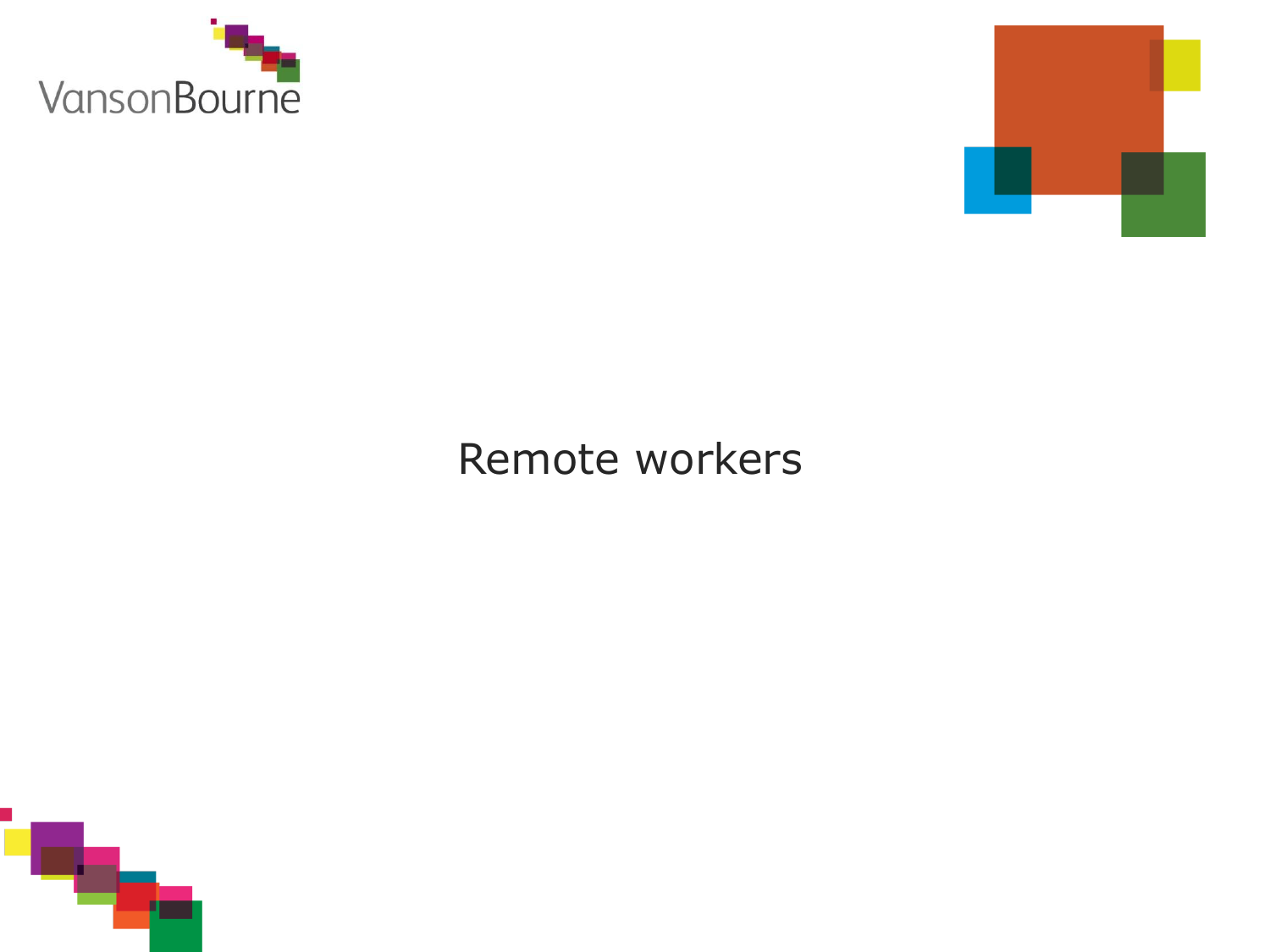# Remote workers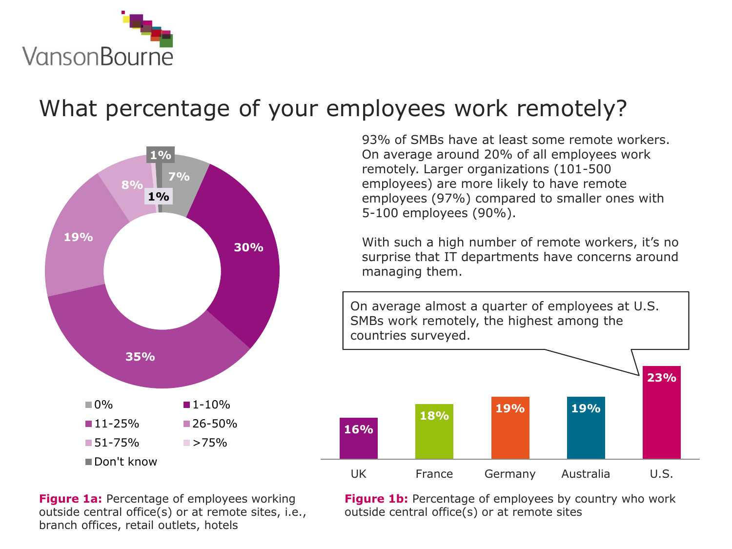# What percentage of your employees work remotely?

1%

7%

30%

35%

19%

8%

1%

0%
1-10%
11-25%
26-50%
51-75%
>75%
Don't know

**Figure 1a:** Percentage of employees working outside central office(s) or at remote sites, i.e., branch offices, retail outlets, hotels

93% of SMBs have at least some remote workers. On average around 20% of all employees work remotely. Larger organizations (101-500 employees) are more likely to have remote employees (97%) compared to smaller ones with 5-100 employees (90%).

With such a high number of remote workers, it's no surprise that IT departments have concerns around managing them.

On average almost a quarter of employees at U.S. SMBs work remotely, the highest among the countries surveyed.

16%
18%
19%
19%
23%

UK
France
Germany
Australia
U.S.

**Figure 1b:** Percentage of employees by country who work outside central office(s) or at remote sites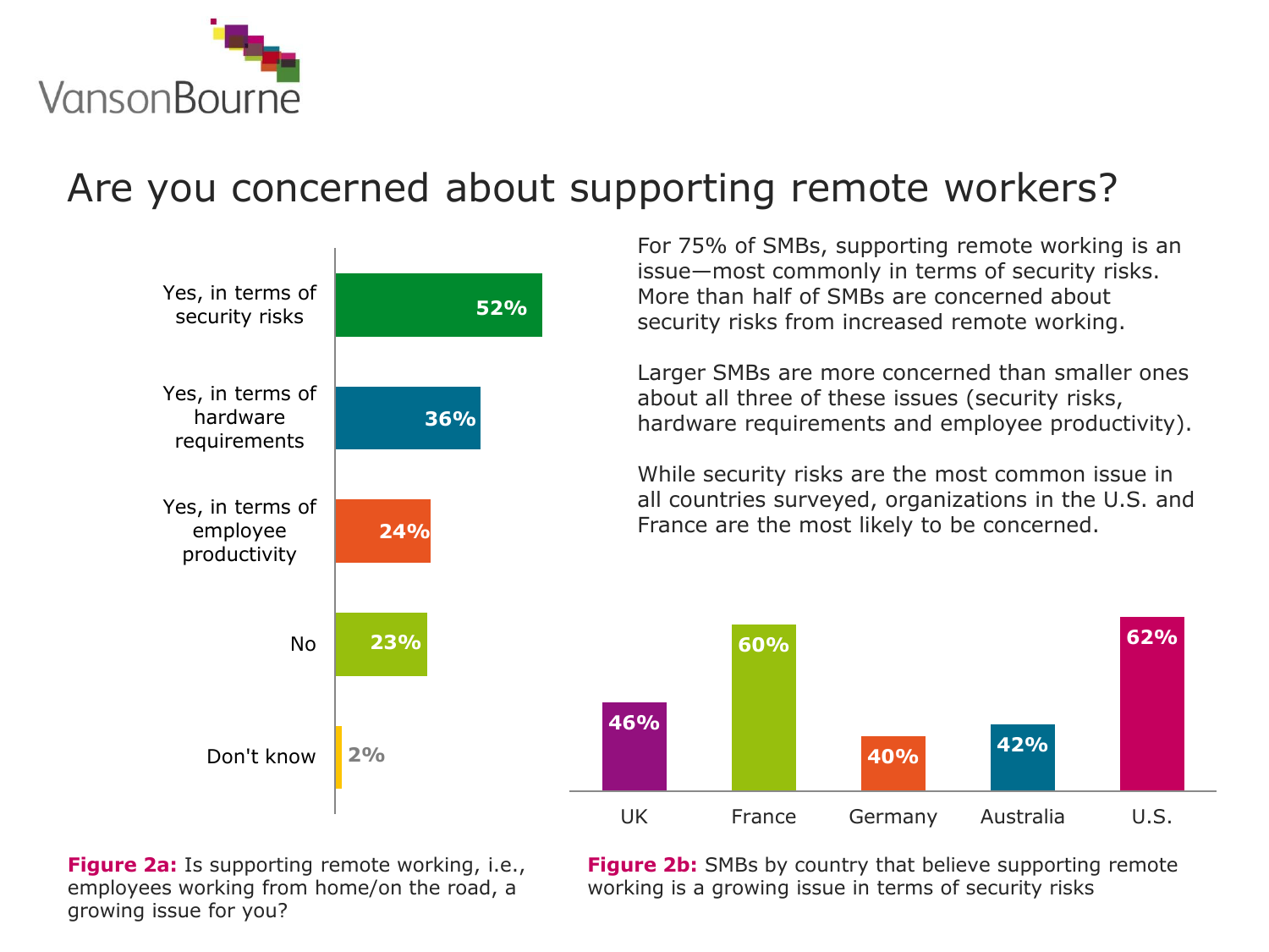# Are you concerned about supporting remote workers?

Yes, in terms of security risks
52%

Yes, in terms of hardware requirements
36%

Yes, in terms of employee productivity
24%

No
23%

Don't know
2%

**Figure 2a:** Is supporting remote working, i.e., employees working from home/on the road, a growing issue for you?

For 75% of SMBs, supporting remote working is an issue—most commonly in terms of security risks. More than half of SMBs are concerned about security risks from increased remote working.

Larger SMBs are more concerned than smaller ones about all three of these issues (security risks, hardware requirements and employee productivity).

While security risks are the most common issue in all countries surveyed, organizations in the U.S. and France are the most likely to be concerned.

46%
60%
40%
42%
62%

UK
France
Germany
Australia
U.S.

**Figure 2b:** SMBs by country that believe supporting remote working is a growing issue in terms of security risks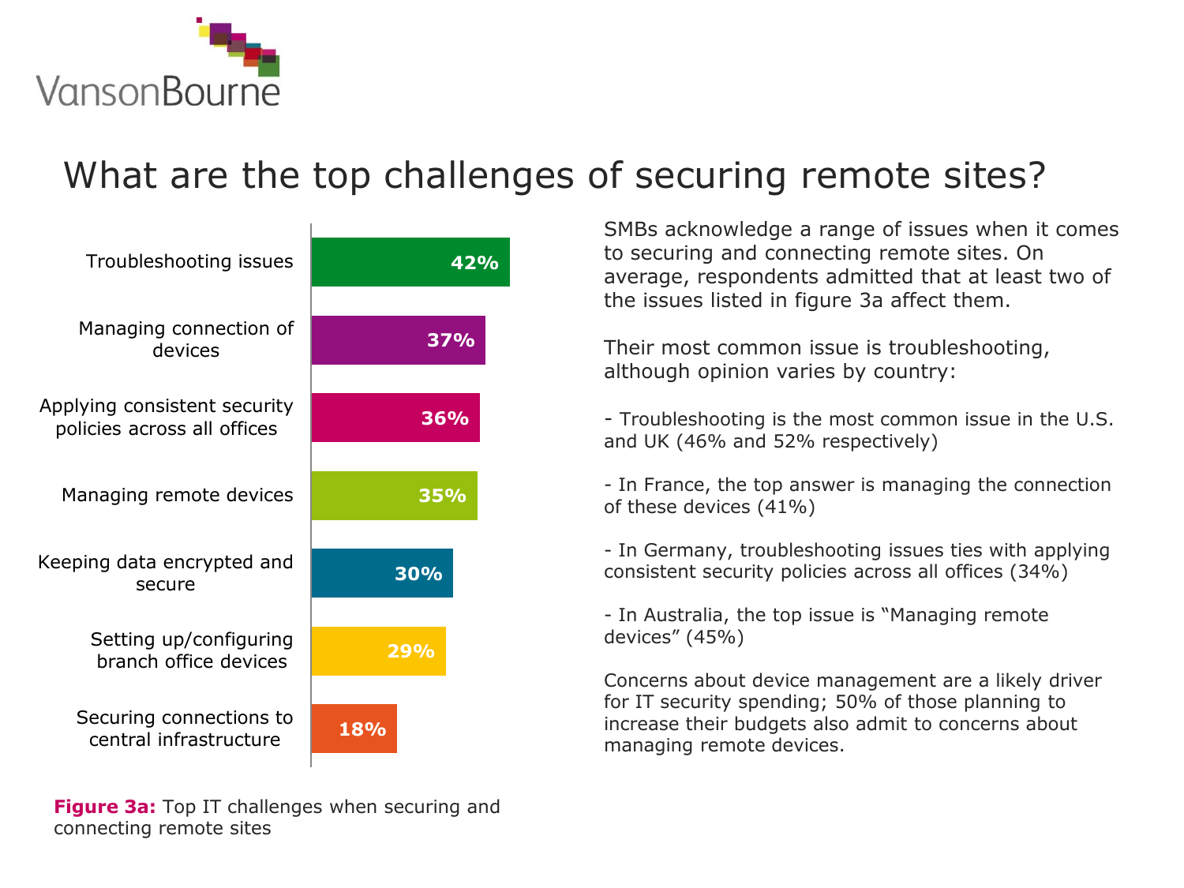VansonBourne

# What are the top challenges of securing remote sites?

Troubleshooting issues 42%
Managing connection of devices 37%
Applying consistent security policies across all offices 36%
Managing remote devices 35%
Keeping data encrypted and secure 30%
Setting up/configuring branch office devices 29%
Securing connections to central infrastructure 18%

**Figure 3a:** Top IT challenges when securing and connecting remote sites

SMBs acknowledge a range of issues when it comes to securing and connecting remote sites. On average, respondents admitted that at least two of the issues listed in figure 3a affect them.

Their most common issue is troubleshooting, although opinion varies by country:

- Troubleshooting is the most common issue in the U.S. and UK (46% and 52% respectively)

- In France, the top answer is managing the connection of these devices (41%)

- In Germany, troubleshooting issues ties with applying consistent security policies across all offices (34%)

- In Australia, the top issue is "Managing remote devices" (45%)

Concerns about device management are a likely driver for IT security spending; 50% of those planning to increase their budgets also admit to concerns about managing remote devices.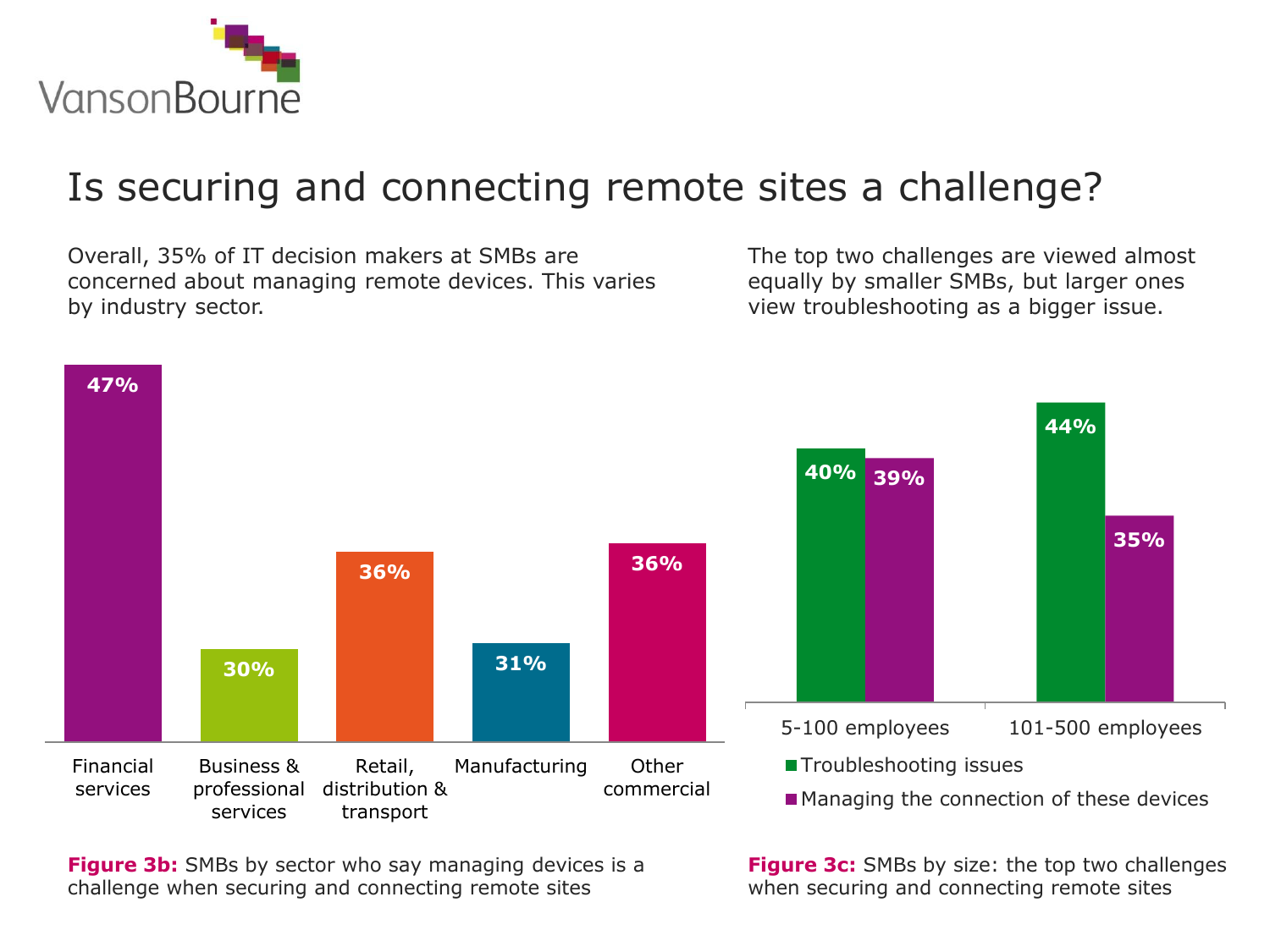# Is securing and connecting remote sites a challenge?

Overall, 35% of IT decision makers at SMBs are concerned about managing remote devices. This varies by industry sector.

47%
30%
36%
31%
36%

Financial services
Business & professional services
Retail, distribution & transport
Manufacturing
Other commercial

**Figure 3b:** SMBs by sector who say managing devices is a challenge when securing and connecting remote sites

The top two challenges are viewed almost equally by smaller SMBs, but larger ones view troubleshooting as a bigger issue.

40%
39%
44%
35%

5-100 employees
101-500 employees

Troubleshooting issues
Managing the connection of these devices

**Figure 3c:** SMBs by size: the top two challenges when securing and connecting remote sites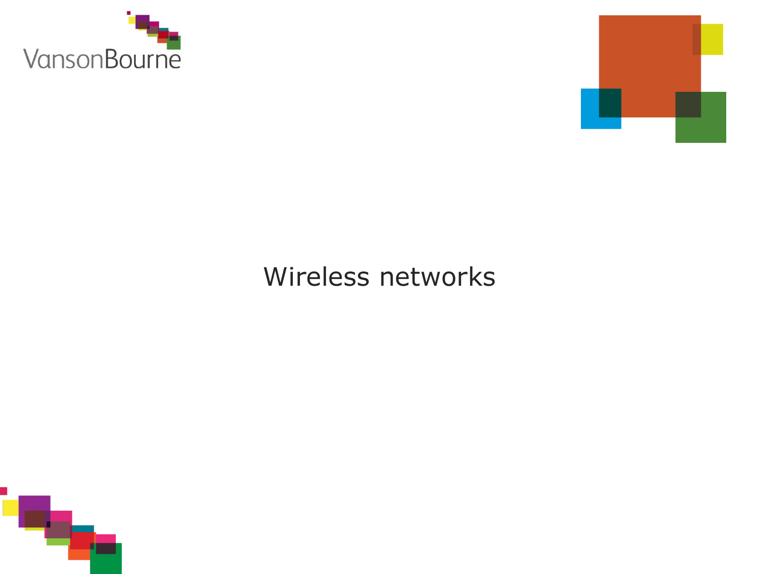# Wireless networks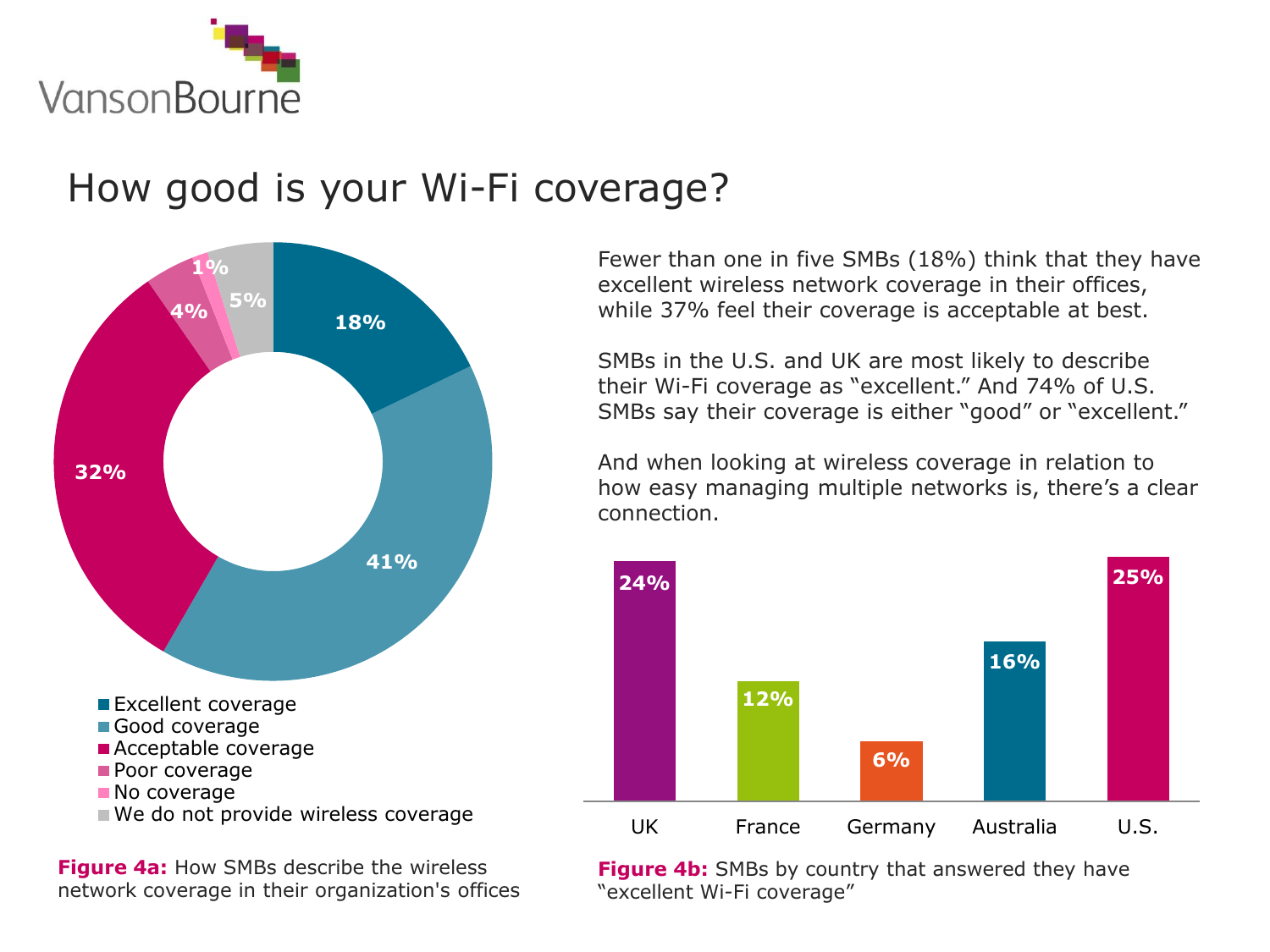# How good is your Wi-Fi coverage?

18%
41%
32%
4%
1%
5%

- Excellent coverage
- Good coverage
- Acceptable coverage
- Poor coverage
- No coverage
- We do not provide wireless coverage

**Figure 4a:** How SMBs describe the wireless network coverage in their organization's offices

Fewer than one in five SMBs (18%) think that they have excellent wireless network coverage in their offices, while 37% feel their coverage is acceptable at best.

SMBs in the U.S. and UK are most likely to describe their Wi-Fi coverage as "excellent." And 74% of U.S. SMBs say their coverage is either "good" or "excellent."

And when looking at wireless coverage in relation to how easy managing multiple networks is, there's a clear connection.

24%
12%
6%
16%
25%

UK
France
Germany
Australia
U.S.

**Figure 4b:** SMBs by country that answered they have "excellent Wi-Fi coverage"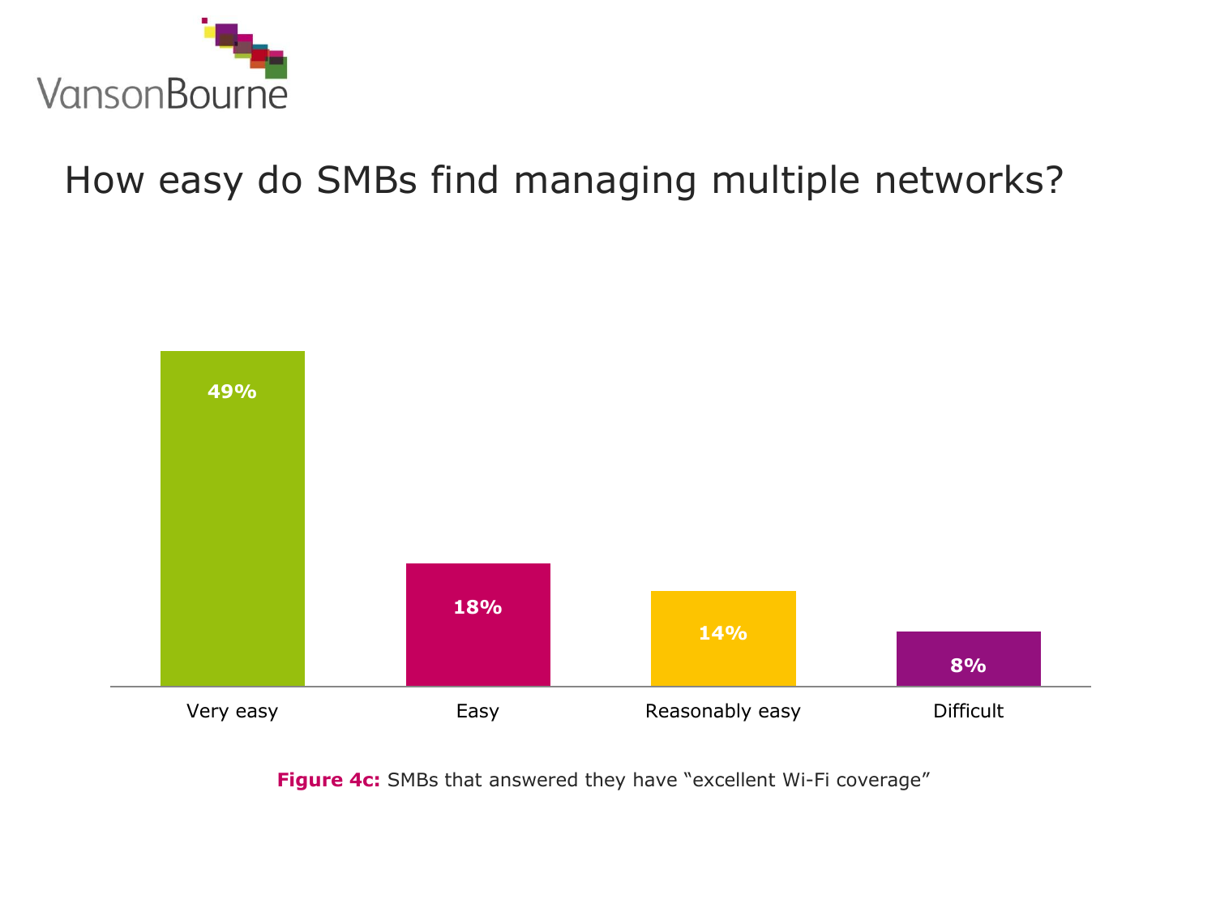VansonBourne

# How easy do SMBs find managing multiple networks?

49%
18%
14%
8%

Very easy
Easy
Reasonably easy
Difficult

**Figure 4c:** SMBs that answered they have “excellent Wi-Fi coverage”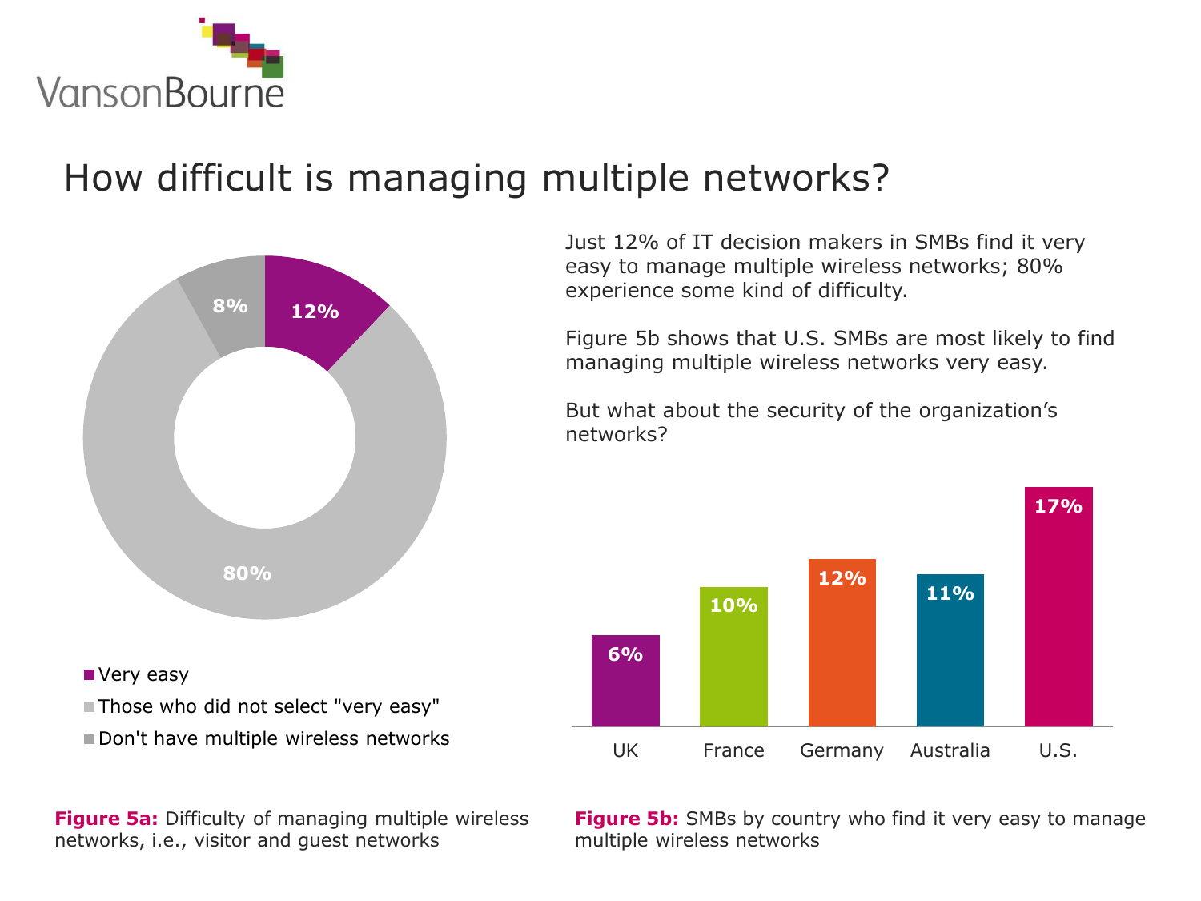# How difficult is managing multiple networks?

Just 12% of IT decision makers in SMBs find it very easy to manage multiple wireless networks; 80% experience some kind of difficulty.

Figure 5b shows that U.S. SMBs are most likely to find managing multiple wireless networks very easy.

But what about the security of the organization's networks?

12%
80%
8%

Very easy
Those who did not select "very easy"
Don't have multiple wireless networks

**Figure 5a:** Difficulty of managing multiple wireless networks, i.e., visitor and guest networks

6%
10%
12%
11%
17%

UK
France
Germany
Australia
U.S.

**Figure 5b:** SMBs by country who find it very easy to manage multiple wireless networks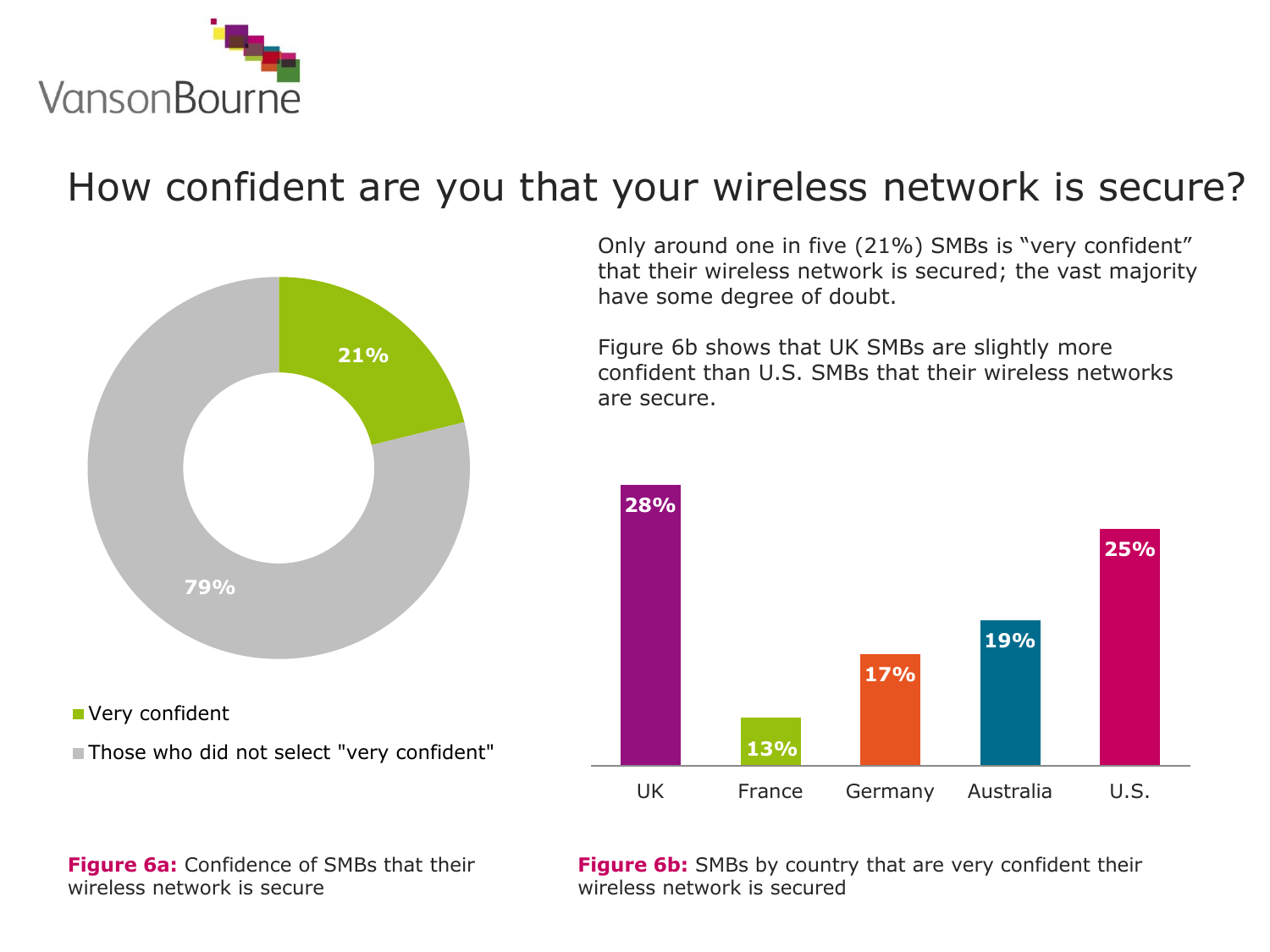# How confident are you that your wireless network is secure?

Only around one in five (21%) SMBs is "very confident" that their wireless network is secured; the vast majority have some degree of doubt.

Figure 6b shows that UK SMBs are slightly more confident than U.S. SMBs that their wireless networks are secure.

21%

79%

Very confident

Those who did not select "very confident"

**Figure 6a:** Confidence of SMBs that their wireless network is secure

28%
13%
17%
19%
25%

UK
France
Germany
Australia
U.S.

**Figure 6b:** SMBs by country that are very confident their wireless network is secured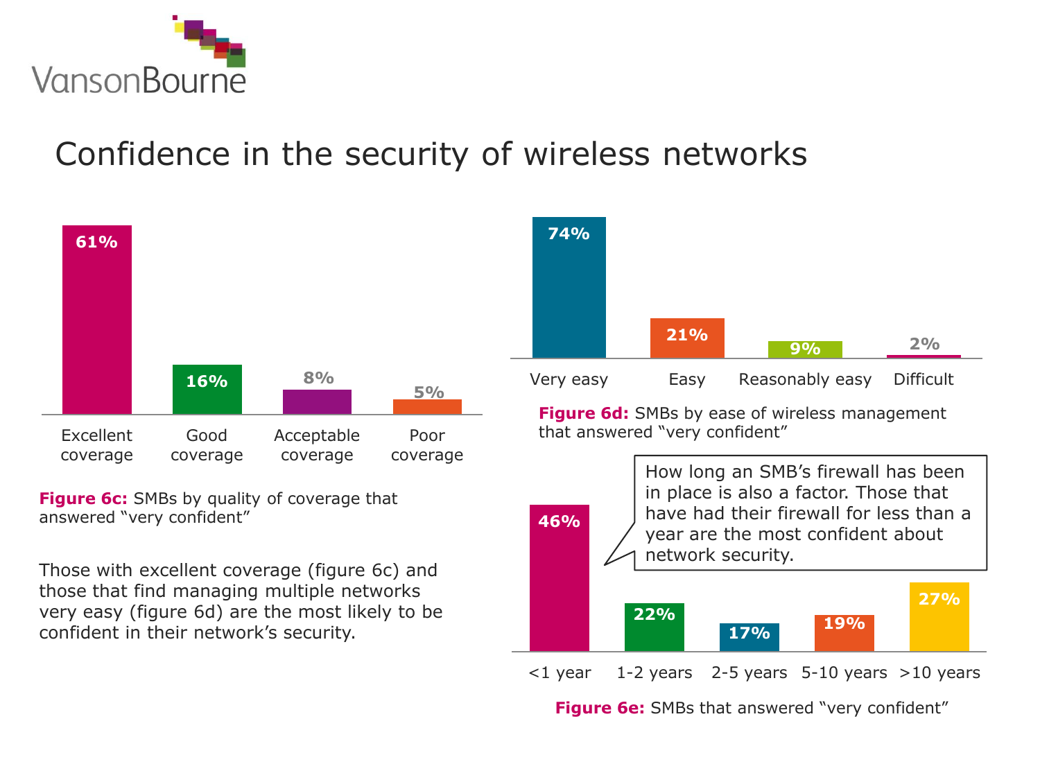# Confidence in the security of wireless networks

61%
16%
8%
5%

Excellent coverage
Good coverage
Acceptable coverage
Poor coverage

**Figure 6c:** SMBs by quality of coverage that answered "very confident"

Those with excellent coverage (figure 6c) and those that find managing multiple networks very easy (figure 6d) are the most likely to be confident in their network's security.

74%
21%
9%
2%

Very easy
Easy
Reasonably easy
Difficult

**Figure 6d:** SMBs by ease of wireless management that answered "very confident"

How long an SMB's firewall has been in place is also a factor. Those that have had their firewall for less than a year are the most confident about network security.

46%
22%
17%
19%
27%

<1 year
1-2 years
2-5 years
5-10 years
>10 years

**Figure 6e:** SMBs that answered "very confident"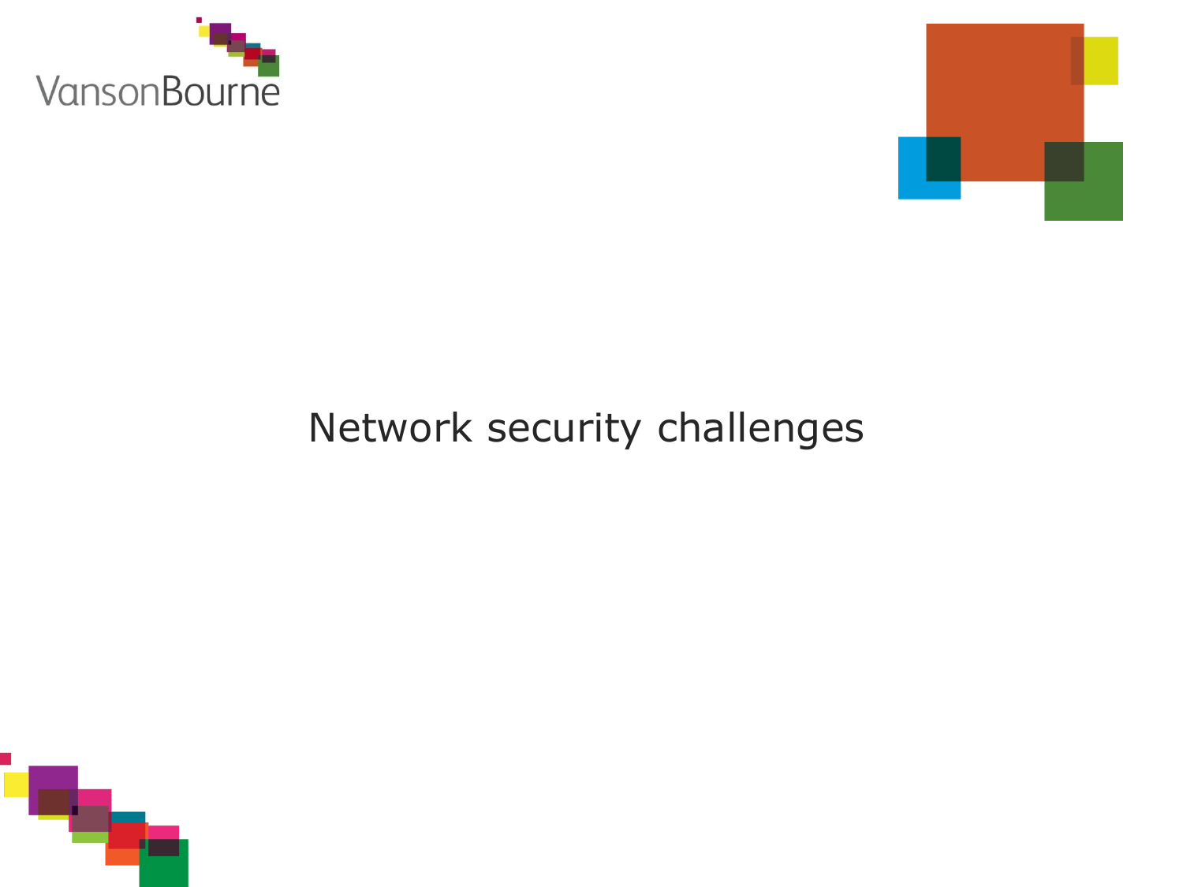# Network security challenges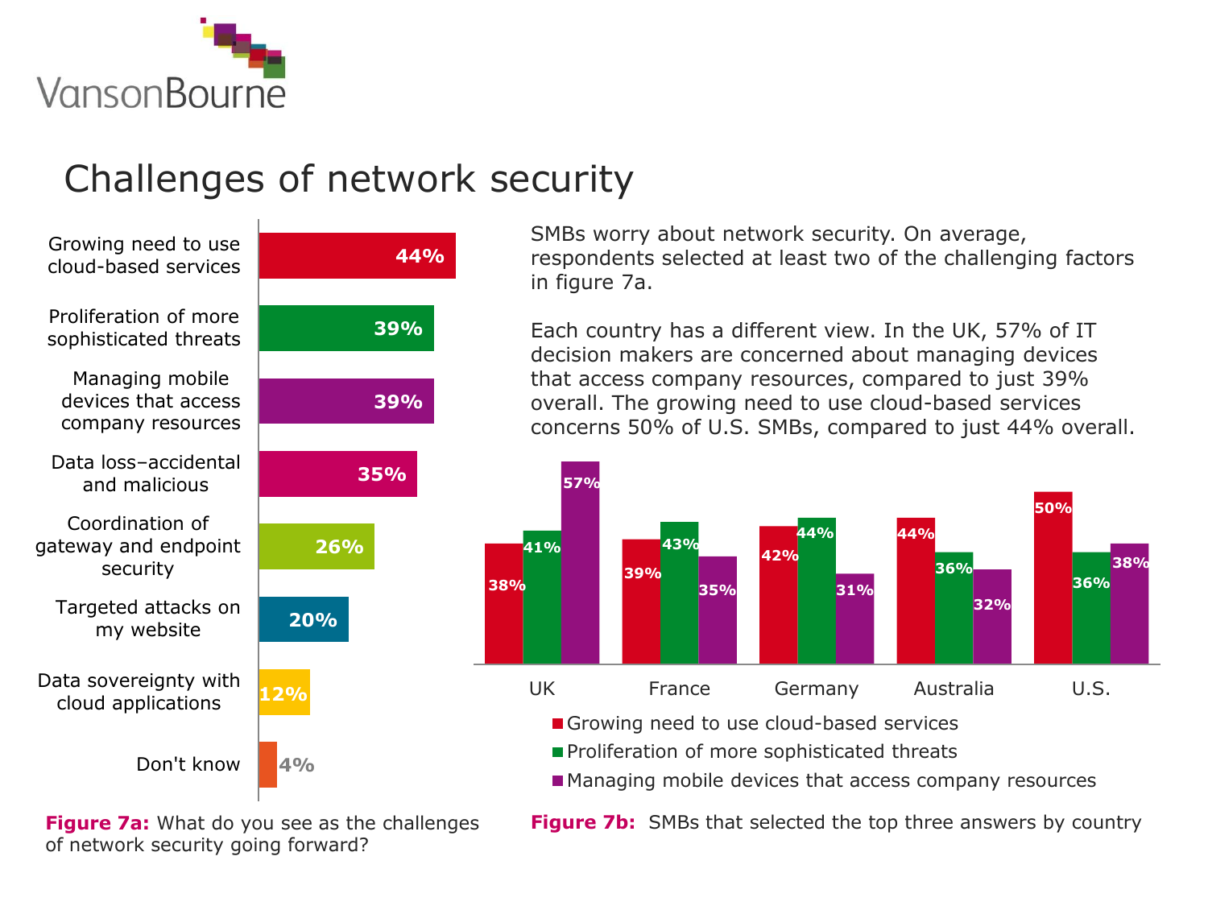VansonBourne

# Challenges of network security

Growing need to use cloud-based services 44%

Proliferation of more sophisticated threats 39%

Managing mobile devices that access company resources 39%

Data loss–accidental and malicious 35%

Coordination of gateway and endpoint security 26%

Targeted attacks on my website 20%

Data sovereignty with cloud applications 12%

Don't know 4%

**Figure 7a:** What do you see as the challenges of network security going forward?

SMBs worry about network security. On average, respondents selected at least two of the challenging factors in figure 7a.

Each country has a different view. In the UK, 57% of IT decision makers are concerned about managing devices that access company resources, compared to just 39% overall. The growing need to use cloud-based services concerns 50% of U.S. SMBs, compared to just 44% overall.

UK: 38%, 41%, 57%

France: 39%, 43%, 35%

Germany: 42%, 44%, 31%

Australia: 44%, 36%, 32%

U.S.: 50%, 36%, 38%

Growing need to use cloud-based services

Proliferation of more sophisticated threats

Managing mobile devices that access company resources

**Figure 7b:** SMBs that selected the top three answers by country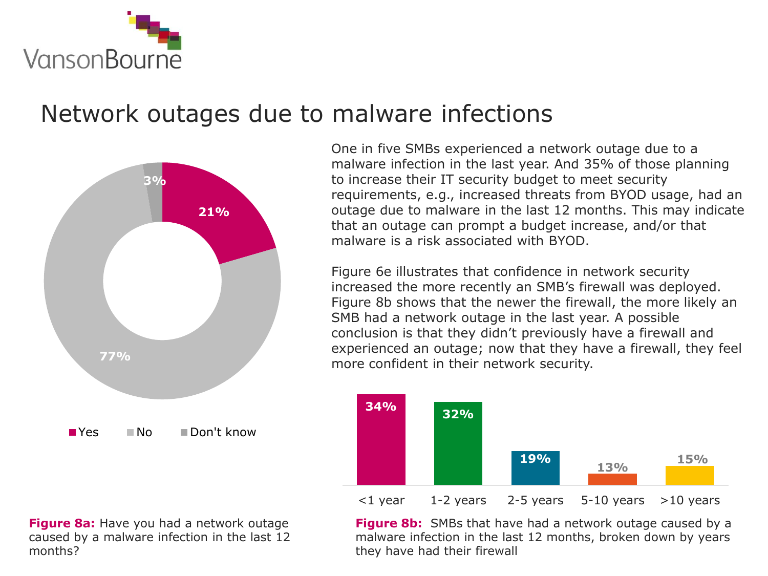# Network outages due to malware infections

One in five SMBs experienced a network outage due to a malware infection in the last year. And 35% of those planning to increase their IT security budget to meet security requirements, e.g., increased threats from BYOD usage, had an outage due to malware in the last 12 months. This may indicate that an outage can prompt a budget increase, and/or that malware is a risk associated with BYOD.

Figure 6e illustrates that confidence in network security increased the more recently an SMB's firewall was deployed. Figure 8b shows that the newer the firewall, the more likely an SMB had a network outage in the last year. A possible conclusion is that they didn't previously have a firewall and experienced an outage; now that they have a firewall, they feel more confident in their network security.

3%
21%
77%

Yes
No
Don't know

**Figure 8a:** Have you had a network outage caused by a malware infection in the last 12 months?

34%
32%
19%
13%
15%

<1 year
1-2 years
2-5 years
5-10 years
>10 years

**Figure 8b:** SMBs that have had a network outage caused by a malware infection in the last 12 months, broken down by years they have had their firewall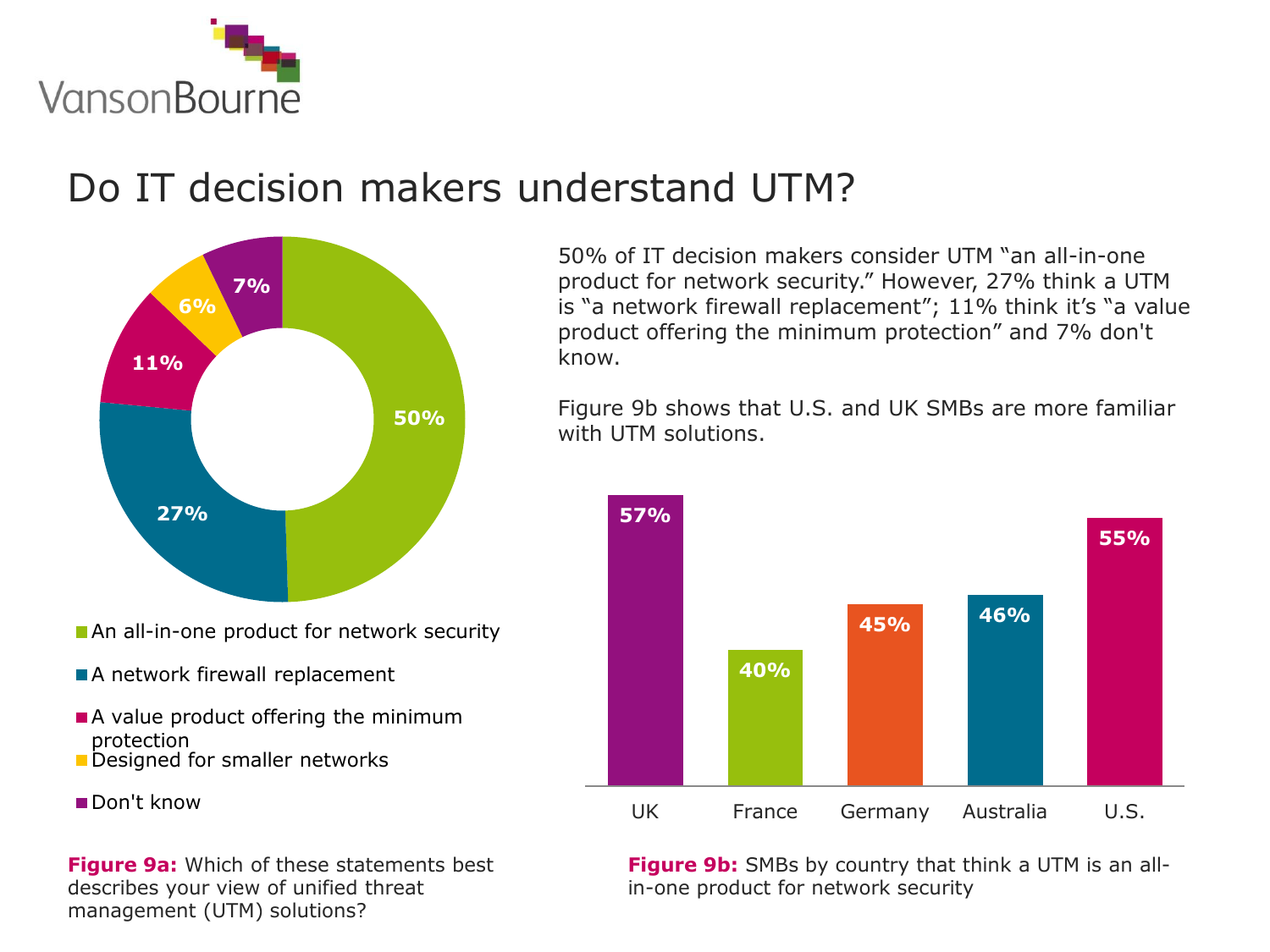# Do IT decision makers understand UTM?

50%

27%

11%

6%

7%

- An all-in-one product for network security
- A network firewall replacement
- A value product offering the minimum protection
- Designed for smaller networks
- Don't know

**Figure 9a:** Which of these statements best describes your view of unified threat management (UTM) solutions?

50% of IT decision makers consider UTM “an all-in-one product for network security.” However, 27% think a UTM is “a network firewall replacement”; 11% think it’s “a value product offering the minimum protection” and 7% don't know.

Figure 9b shows that U.S. and UK SMBs are more familiar with UTM solutions.

57%

40%

45%

46%

55%

UK

France

Germany

Australia

U.S.

**Figure 9b:** SMBs by country that think a UTM is an all-in-one product for network security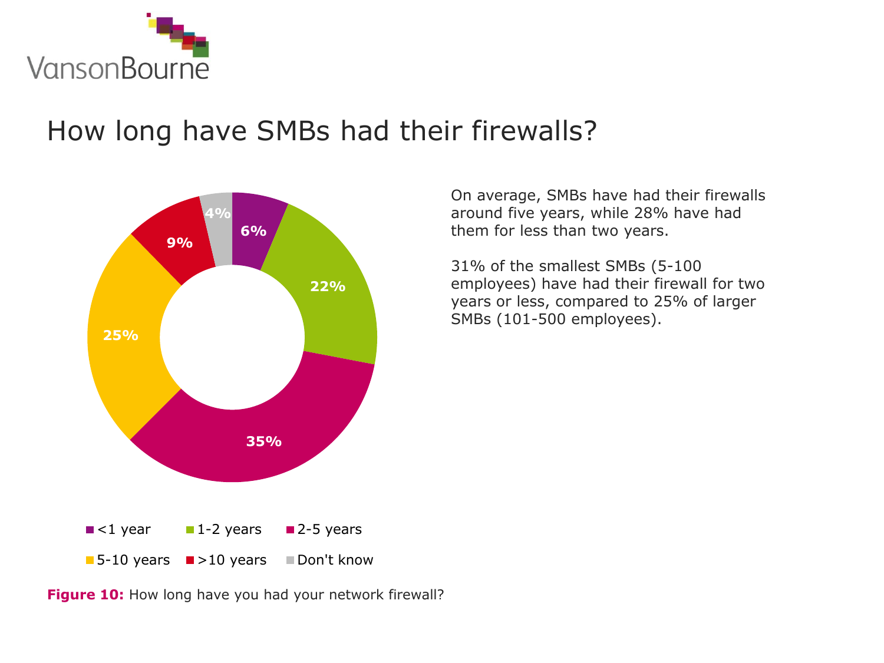# How long have SMBs had their firewalls?

On average, SMBs have had their firewalls around five years, while 28% have had them for less than two years.

31% of the smallest SMBs (5-100 employees) have had their firewall for two years or less, compared to 25% of larger SMBs (101-500 employees).

| Response | Percentage |
|---|---|
| <1 year | 6% |
| 1-2 years | 22% |
| 2-5 years | 35% |
| 5-10 years | 25% |
| >10 years | 9% |
| Don't know | 4% |

**Figure 10:** How long have you had your network firewall?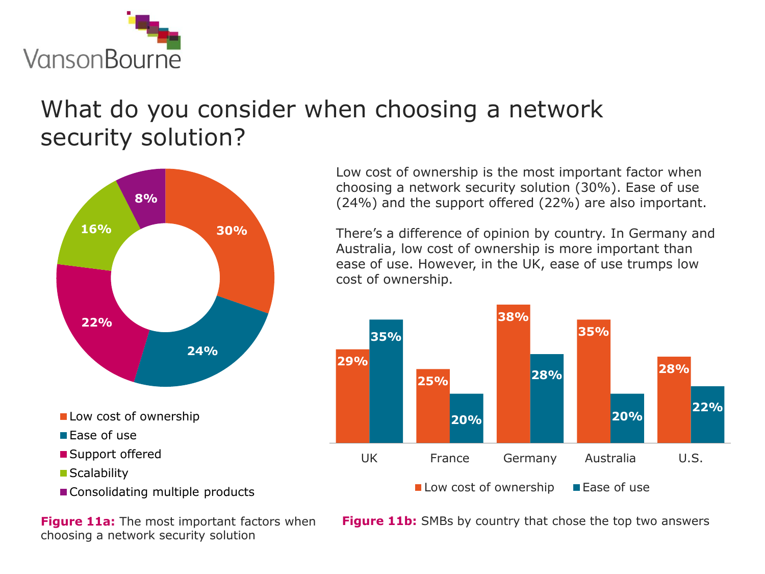# What do you consider when choosing a network security solution?

30%
24%
22%
16%
8%

- Low cost of ownership
- Ease of use
- Support offered
- Scalability
- Consolidating multiple products

**Figure 11a:** The most important factors when choosing a network security solution

Low cost of ownership is the most important factor when choosing a network security solution (30%). Ease of use (24%) and the support offered (22%) are also important.

There's a difference of opinion by country. In Germany and Australia, low cost of ownership is more important than ease of use. However, in the UK, ease of use trumps low cost of ownership.

UK: 29% 35%
France: 25% 20%
Germany: 38% 28%
Australia: 35% 20%
U.S.: 28% 22%

Low cost of ownership
Ease of use

**Figure 11b:** SMBs by country that chose the top two answers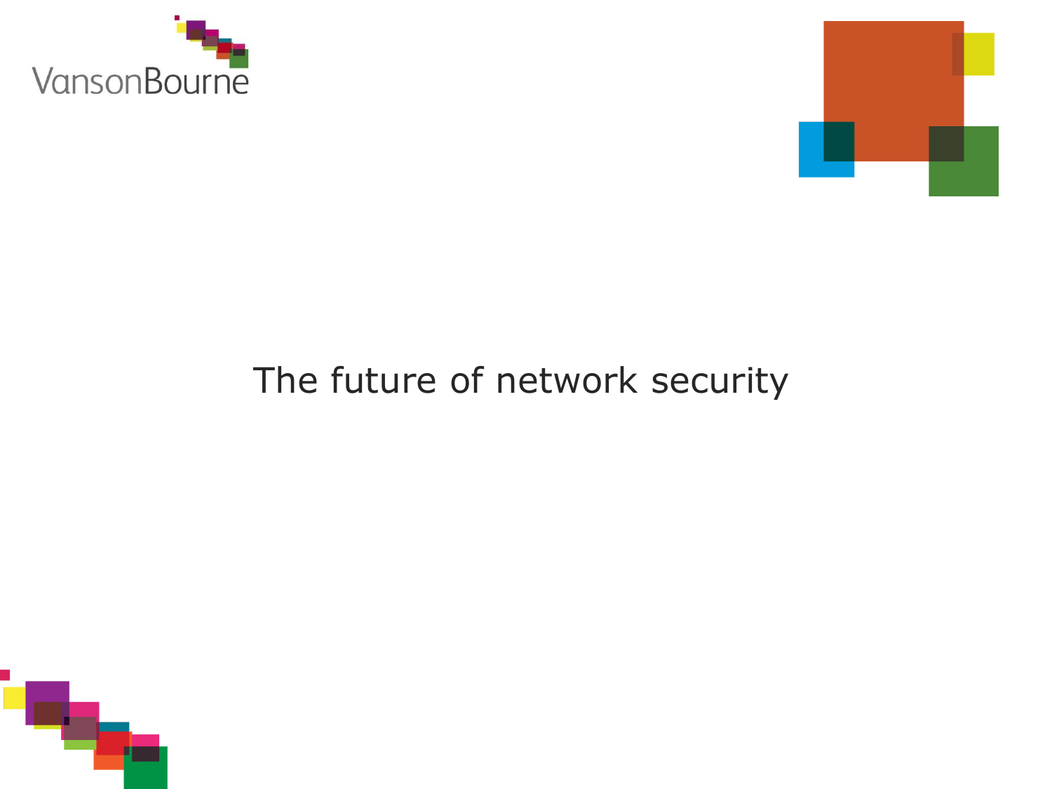# The future of network security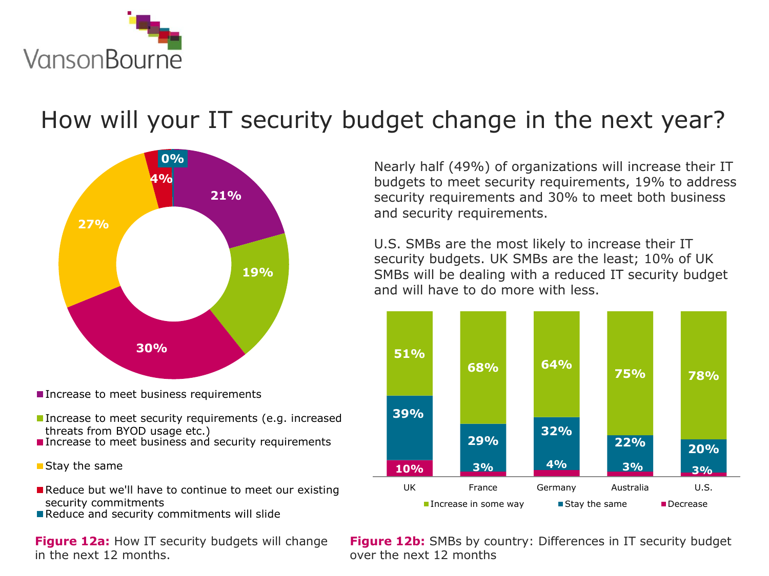VansonBourne

# How will your IT security budget change in the next year?

0%

4%

21%

27%

19%

30%

- Increase to meet business requirements
- Increase to meet security requirements (e.g. increased threats from BYOD usage etc.)
- Increase to meet business and security requirements
- Stay the same
- Reduce but we'll have to continue to meet our existing security commitments
- Reduce and security commitments will slide

**Figure 12a:** How IT security budgets will change in the next 12 months.

Nearly half (49%) of organizations will increase their IT budgets to meet security requirements, 19% to address security requirements and 30% to meet both business and security requirements.

U.S. SMBs are the most likely to increase their IT security budgets. UK SMBs are the least; 10% of UK SMBs will be dealing with a reduced IT security budget and will have to do more with less.

UK: 51%, 39%, 10%

France: 68%, 29%, 3%

Germany: 64%, 32%, 4%

Australia: 75%, 22%, 3%

U.S.: 78%, 20%, 3%

Increase in some way | Stay the same | Decrease

**Figure 12b:** SMBs by country: Differences in IT security budget over the next 12 months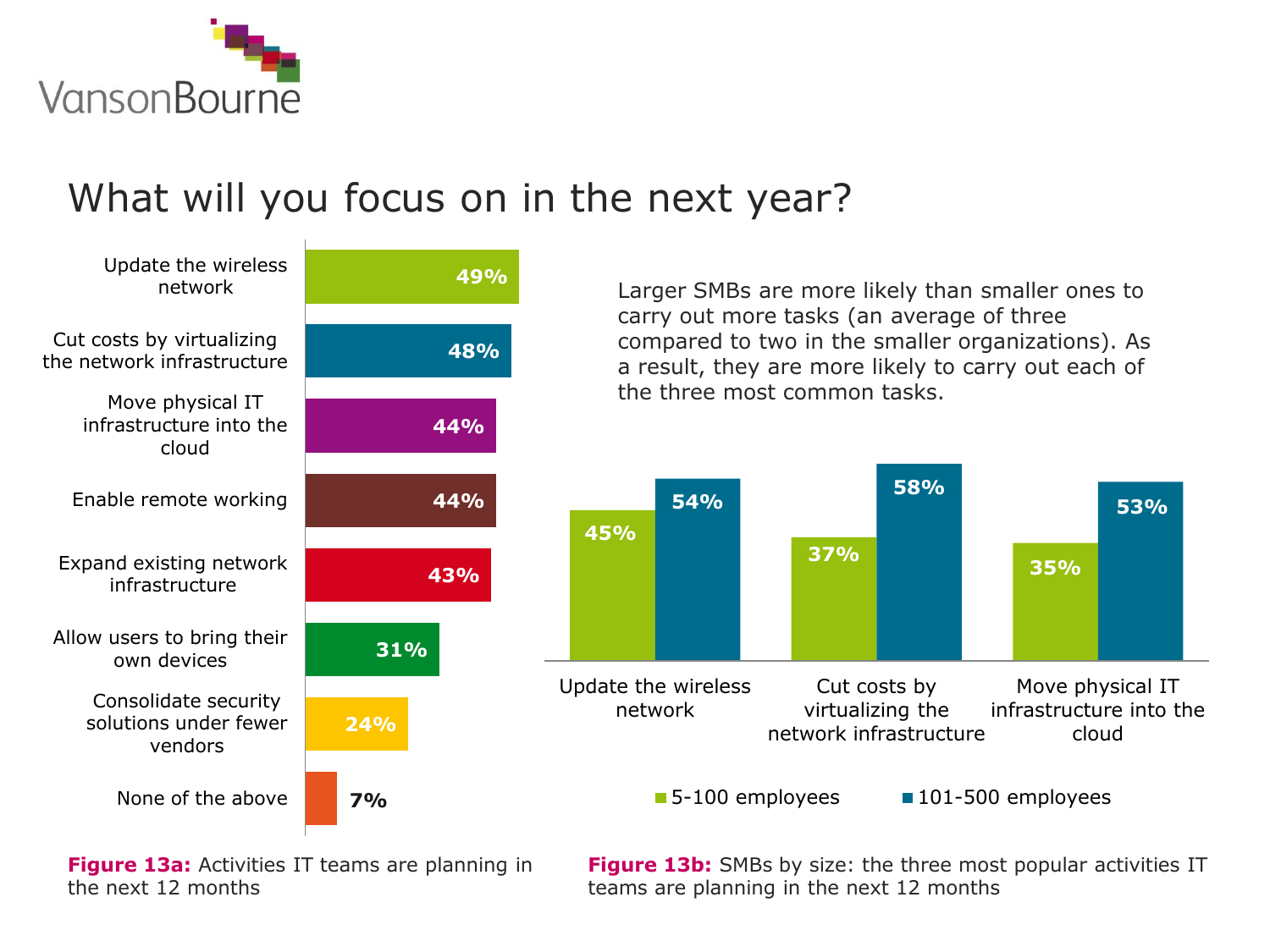# What will you focus on in the next year?

Update the wireless network
49%

Cut costs by virtualizing the network infrastructure
48%

Move physical IT infrastructure into the cloud
44%

Enable remote working
44%

Expand existing network infrastructure
43%

Allow users to bring their own devices
31%

Consolidate security solutions under fewer vendors
24%

None of the above
7%

**Figure 13a:** Activities IT teams are planning in the next 12 months

Larger SMBs are more likely than smaller ones to carry out more tasks (an average of three compared to two in the smaller organizations). As a result, they are more likely to carry out each of the three most common tasks.

45%
54%
37%
58%
35%
53%

Update the wireless network

Cut costs by virtualizing the network infrastructure

Move physical IT infrastructure into the cloud

5-100 employees
101-500 employees

**Figure 13b:** SMBs by size: the three most popular activities IT teams are planning in the next 12 months